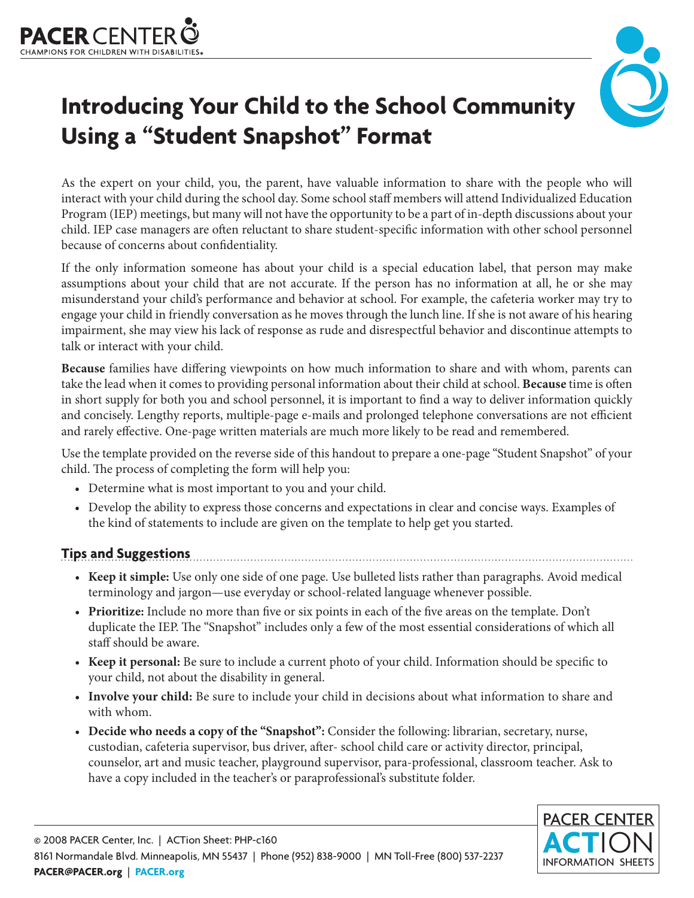# Introducing Your Child to the School Community Using a "Student Snapshot" Format

As the expert on your child, you, the parent, have valuable information to share with the people who will interact with your child during the school day. Some school staff members will attend Individualized Education Program (IEP) meetings, but many will not have the opportunity to be a part of in-depth discussions about your child. IEP case managers are often reluctant to share student-specific information with other school personnel because of concerns about confidentiality.

If the only information someone has about your child is a special education label, that person may make assumptions about your child that are not accurate. If the person has no information at all, he or she may misunderstand your child's performance and behavior at school. For example, the cafeteria worker may try to engage your child in friendly conversation as he moves through the lunch line. If she is not aware of his hearing impairment, she may view his lack of response as rude and disrespectful behavior and discontinue attempts to talk or interact with your child.

**Because** families have differing viewpoints on how much information to share and with whom, parents can take the lead when it comes to providing personal information about their child at school. **Because** time is often in short supply for both you and school personnel, it is important to find a way to deliver information quickly and concisely. Lengthy reports, multiple-page e-mails and prolonged telephone conversations are not efficient and rarely effective. One-page written materials are much more likely to be read and remembered.

Use the template provided on the reverse side of this handout to prepare a one-page "Student Snapshot" of your child. The process of completing the form will help you:

- Determine what is most important to you and your child.
- Develop the ability to express those concerns and expectations in clear and concise ways. Examples of the kind of statements to include are given on the template to help get you started.

## Tips and Suggestions

- **Keep it simple:** Use only one side of one page. Use bulleted lists rather than paragraphs. Avoid medical terminology and jargon—use everyday or school-related language whenever possible.
- **Prioritize:** Include no more than five or six points in each of the five areas on the template. Don't duplicate the IEP. The "Snapshot" includes only a few of the most essential considerations of which all staff should be aware.
- **Keep it personal:** Be sure to include a current photo of your child. Information should be specific to your child, not about the disability in general.
- **Involve your child:** Be sure to include your child in decisions about what information to share and with whom.
- **Decide who needs a copy of the "Snapshot":** Consider the following: librarian, secretary, nurse, custodian, cafeteria supervisor, bus driver, after- school child care or activity director, principal, counselor, art and music teacher, playground supervisor, para-professional, classroom teacher. Ask to have a copy included in the teacher's or paraprofessional's substitute folder.

© 2008 PACER Center, Inc. | ACTion Sheet: PHP-c160
8161 Normandale Blvd. Minneapolis, MN 55437 | Phone (952) 838-9000 | MN Toll-Free (800) 537-2237
**PACER@PACER.org** | **PACER.org**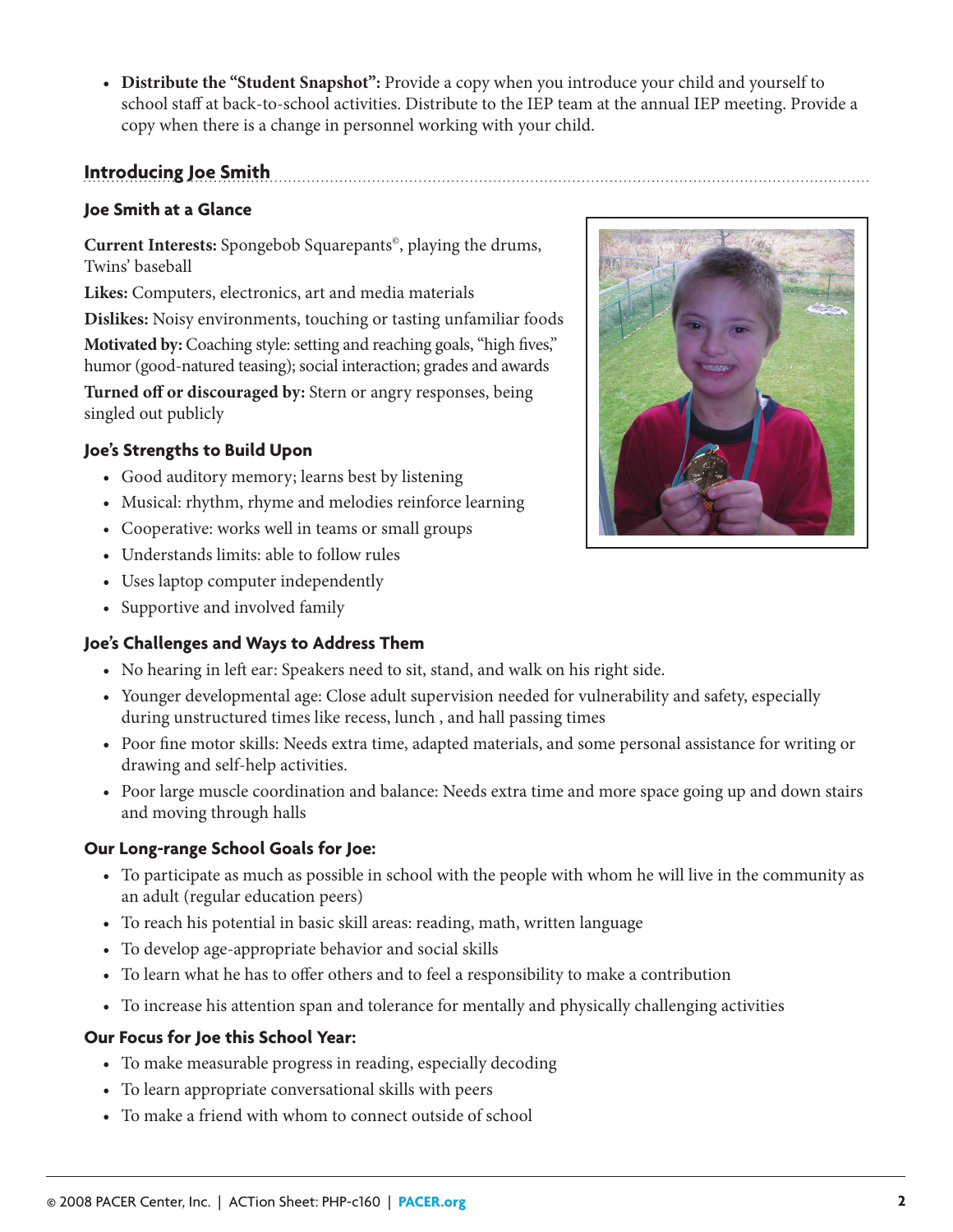- **Distribute the "Student Snapshot":** Provide a copy when you introduce your child and yourself to school staff at back-to-school activities. Distribute to the IEP team at the annual IEP meeting. Provide a copy when there is a change in personnel working with your child.

## Introducing Joe Smith

### Joe Smith at a Glance

**Current Interests:** Spongebob Squarepants©, playing the drums, Twins' baseball

**Likes:** Computers, electronics, art and media materials

**Dislikes:** Noisy environments, touching or tasting unfamiliar foods

**Motivated by:** Coaching style: setting and reaching goals, "high fives," humor (good-natured teasing); social interaction; grades and awards

**Turned off or discouraged by:** Stern or angry responses, being singled out publicly

### Joe's Strengths to Build Upon

- Good auditory memory; learns best by listening
- Musical: rhythm, rhyme and melodies reinforce learning
- Cooperative: works well in teams or small groups
- Understands limits: able to follow rules
- Uses laptop computer independently
- Supportive and involved family

### Joe's Challenges and Ways to Address Them

- No hearing in left ear: Speakers need to sit, stand, and walk on his right side.
- Younger developmental age: Close adult supervision needed for vulnerability and safety, especially during unstructured times like recess, lunch , and hall passing times
- Poor fine motor skills: Needs extra time, adapted materials, and some personal assistance for writing or drawing and self-help activities.
- Poor large muscle coordination and balance: Needs extra time and more space going up and down stairs and moving through halls

### Our Long-range School Goals for Joe:

- To participate as much as possible in school with the people with whom he will live in the community as an adult (regular education peers)
- To reach his potential in basic skill areas: reading, math, written language
- To develop age-appropriate behavior and social skills
- To learn what he has to offer others and to feel a responsibility to make a contribution
- To increase his attention span and tolerance for mentally and physically challenging activities

### Our Focus for Joe this School Year:

- To make measurable progress in reading, especially decoding
- To learn appropriate conversational skills with peers
- To make a friend with whom to connect outside of school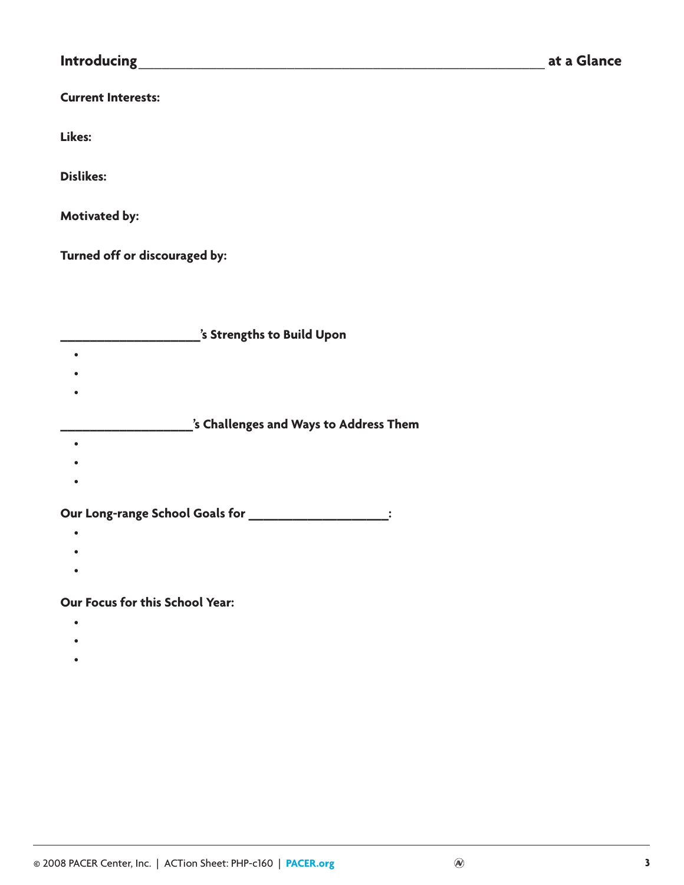# Introducing ______________________________________________ at a Glance

**Current Interests:**

**Likes:**

**Dislikes:**

**Motivated by:**

**Turned off or discouraged by:**

**________________'s Strengths to Build Upon**

- 
- 
- 

**_______________'s Challenges and Ways to Address Them**

- 
- 
- 

**Our Long-range School Goals for ________________:**

- 
- 
- 

**Our Focus for this School Year:**

- 
- 
- 

© 2008 PACER Center, Inc. | ACTion Sheet: PHP-c160 | PACER.org